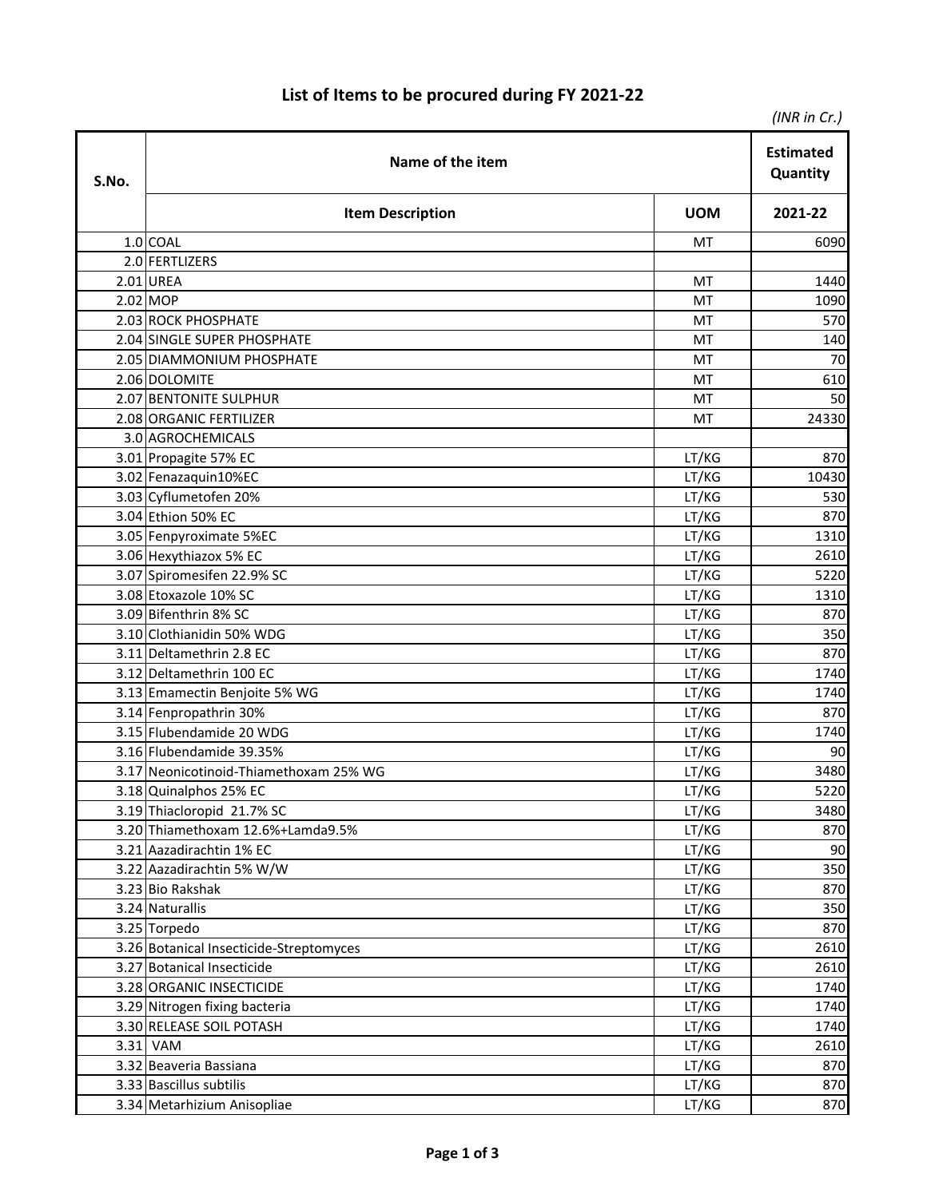# List of Items to be procured during FY 2021-22

*(INR in Cr.)*

| S.No. | Name of the item | | Estimated Quantity |
|---|---|---|---|
| | Item Description | UOM | 2021-22 |
| 1.0 | COAL | MT | 6090 |
| 2.0 | FERTLIZERS | | |
| 2.01 | UREA | MT | 1440 |
| 2.02 | MOP | MT | 1090 |
| 2.03 | ROCK PHOSPHATE | MT | 570 |
| 2.04 | SINGLE SUPER PHOSPHATE | MT | 140 |
| 2.05 | DIAMMONIUM PHOSPHATE | MT | 70 |
| 2.06 | DOLOMITE | MT | 610 |
| 2.07 | BENTONITE SULPHUR | MT | 50 |
| 2.08 | ORGANIC FERTILIZER | MT | 24330 |
| 3.0 | AGROCHEMICALS | | |
| 3.01 | Propagite 57% EC | LT/KG | 870 |
| 3.02 | Fenazaquin10%EC | LT/KG | 10430 |
| 3.03 | Cyflumetofen 20% | LT/KG | 530 |
| 3.04 | Ethion 50% EC | LT/KG | 870 |
| 3.05 | Fenpyroximate 5%EC | LT/KG | 1310 |
| 3.06 | Hexythiazox 5% EC | LT/KG | 2610 |
| 3.07 | Spiromesifen 22.9% SC | LT/KG | 5220 |
| 3.08 | Etoxazole 10% SC | LT/KG | 1310 |
| 3.09 | Bifenthrin 8% SC | LT/KG | 870 |
| 3.10 | Clothianidin 50% WDG | LT/KG | 350 |
| 3.11 | Deltamethrin 2.8 EC | LT/KG | 870 |
| 3.12 | Deltamethrin 100 EC | LT/KG | 1740 |
| 3.13 | Emamectin Benjoite 5% WG | LT/KG | 1740 |
| 3.14 | Fenpropathrin 30% | LT/KG | 870 |
| 3.15 | Flubendamide 20 WDG | LT/KG | 1740 |
| 3.16 | Flubendamide 39.35% | LT/KG | 90 |
| 3.17 | Neonicotinoid-Thiamethoxam 25% WG | LT/KG | 3480 |
| 3.18 | Quinalphos 25% EC | LT/KG | 5220 |
| 3.19 | Thiacloropid 21.7% SC | LT/KG | 3480 |
| 3.20 | Thiamethoxam 12.6%+Lamda9.5% | LT/KG | 870 |
| 3.21 | Aazadirachtin 1% EC | LT/KG | 90 |
| 3.22 | Aazadirachtin 5% W/W | LT/KG | 350 |
| 3.23 | Bio Rakshak | LT/KG | 870 |
| 3.24 | Naturallis | LT/KG | 350 |
| 3.25 | Torpedo | LT/KG | 870 |
| 3.26 | Botanical Insecticide-Streptomyces | LT/KG | 2610 |
| 3.27 | Botanical Insecticide | LT/KG | 2610 |
| 3.28 | ORGANIC INSECTICIDE | LT/KG | 1740 |
| 3.29 | Nitrogen fixing bacteria | LT/KG | 1740 |
| 3.30 | RELEASE SOIL POTASH | LT/KG | 1740 |
| 3.31 | VAM | LT/KG | 2610 |
| 3.32 | Beaveria Bassiana | LT/KG | 870 |
| 3.33 | Bascillus subtilis | LT/KG | 870 |
| 3.34 | Metarhizium Anisopliae | LT/KG | 870 |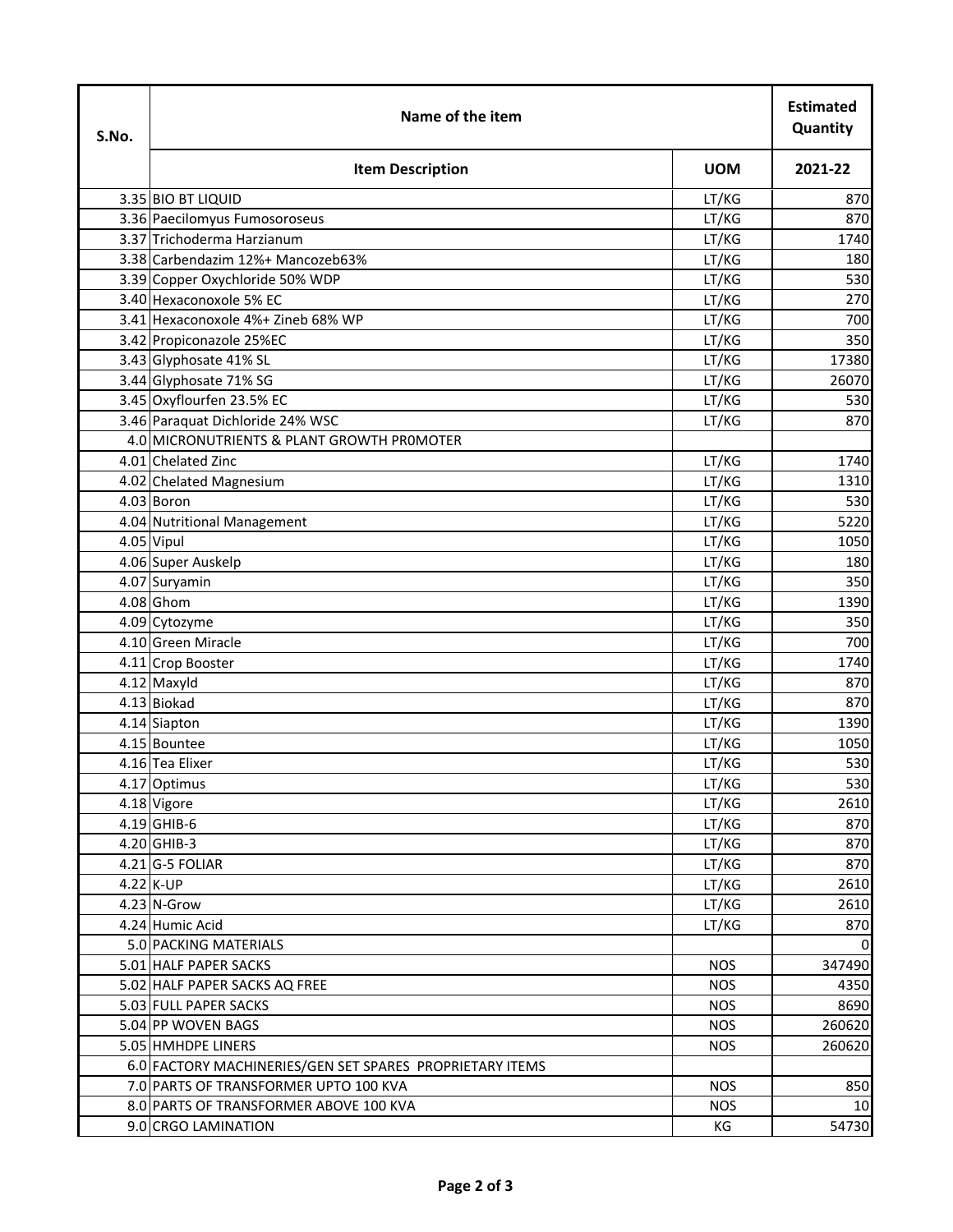| S.No. | Name of the item | | Estimated Quantity |
|---|---|---|---|
| | Item Description | UOM | 2021-22 |
| 3.35 | BIO BT LIQUID | LT/KG | 870 |
| 3.36 | Paecilomyus Fumosoroseus | LT/KG | 870 |
| 3.37 | Trichoderma Harzianum | LT/KG | 1740 |
| 3.38 | Carbendazim 12%+ Mancozeb63% | LT/KG | 180 |
| 3.39 | Copper Oxychloride 50% WDP | LT/KG | 530 |
| 3.40 | Hexaconoxole 5% EC | LT/KG | 270 |
| 3.41 | Hexaconoxole 4%+ Zineb 68% WP | LT/KG | 700 |
| 3.42 | Propiconazole 25%EC | LT/KG | 350 |
| 3.43 | Glyphosate 41% SL | LT/KG | 17380 |
| 3.44 | Glyphosate 71% SG | LT/KG | 26070 |
| 3.45 | Oxyflourfen 23.5% EC | LT/KG | 530 |
| 3.46 | Paraquat Dichloride 24% WSC | LT/KG | 870 |
| 4.0 | MICRONUTRIENTS & PLANT GROWTH PR0MOTER | | |
| 4.01 | Chelated Zinc | LT/KG | 1740 |
| 4.02 | Chelated Magnesium | LT/KG | 1310 |
| 4.03 | Boron | LT/KG | 530 |
| 4.04 | Nutritional Management | LT/KG | 5220 |
| 4.05 | Vipul | LT/KG | 1050 |
| 4.06 | Super Auskelp | LT/KG | 180 |
| 4.07 | Suryamin | LT/KG | 350 |
| 4.08 | Ghom | LT/KG | 1390 |
| 4.09 | Cytozyme | LT/KG | 350 |
| 4.10 | Green Miracle | LT/KG | 700 |
| 4.11 | Crop Booster | LT/KG | 1740 |
| 4.12 | Maxyld | LT/KG | 870 |
| 4.13 | Biokad | LT/KG | 870 |
| 4.14 | Siapton | LT/KG | 1390 |
| 4.15 | Bountee | LT/KG | 1050 |
| 4.16 | Tea Elixer | LT/KG | 530 |
| 4.17 | Optimus | LT/KG | 530 |
| 4.18 | Vigore | LT/KG | 2610 |
| 4.19 | GHIB-6 | LT/KG | 870 |
| 4.20 | GHIB-3 | LT/KG | 870 |
| 4.21 | G-5 FOLIAR | LT/KG | 870 |
| 4.22 | K-UP | LT/KG | 2610 |
| 4.23 | N-Grow | LT/KG | 2610 |
| 4.24 | Humic Acid | LT/KG | 870 |
| 5.0 | PACKING MATERIALS | | 0 |
| 5.01 | HALF PAPER SACKS | NOS | 347490 |
| 5.02 | HALF PAPER SACKS AQ FREE | NOS | 4350 |
| 5.03 | FULL PAPER SACKS | NOS | 8690 |
| 5.04 | PP WOVEN BAGS | NOS | 260620 |
| 5.05 | HMHDPE LINERS | NOS | 260620 |
| 6.0 | FACTORY MACHINERIES/GEN SET SPARES PROPRIETARY ITEMS | | |
| 7.0 | PARTS OF TRANSFORMER UPTO 100 KVA | NOS | 850 |
| 8.0 | PARTS OF TRANSFORMER ABOVE 100 KVA | NOS | 10 |
| 9.0 | CRGO LAMINATION | KG | 54730 |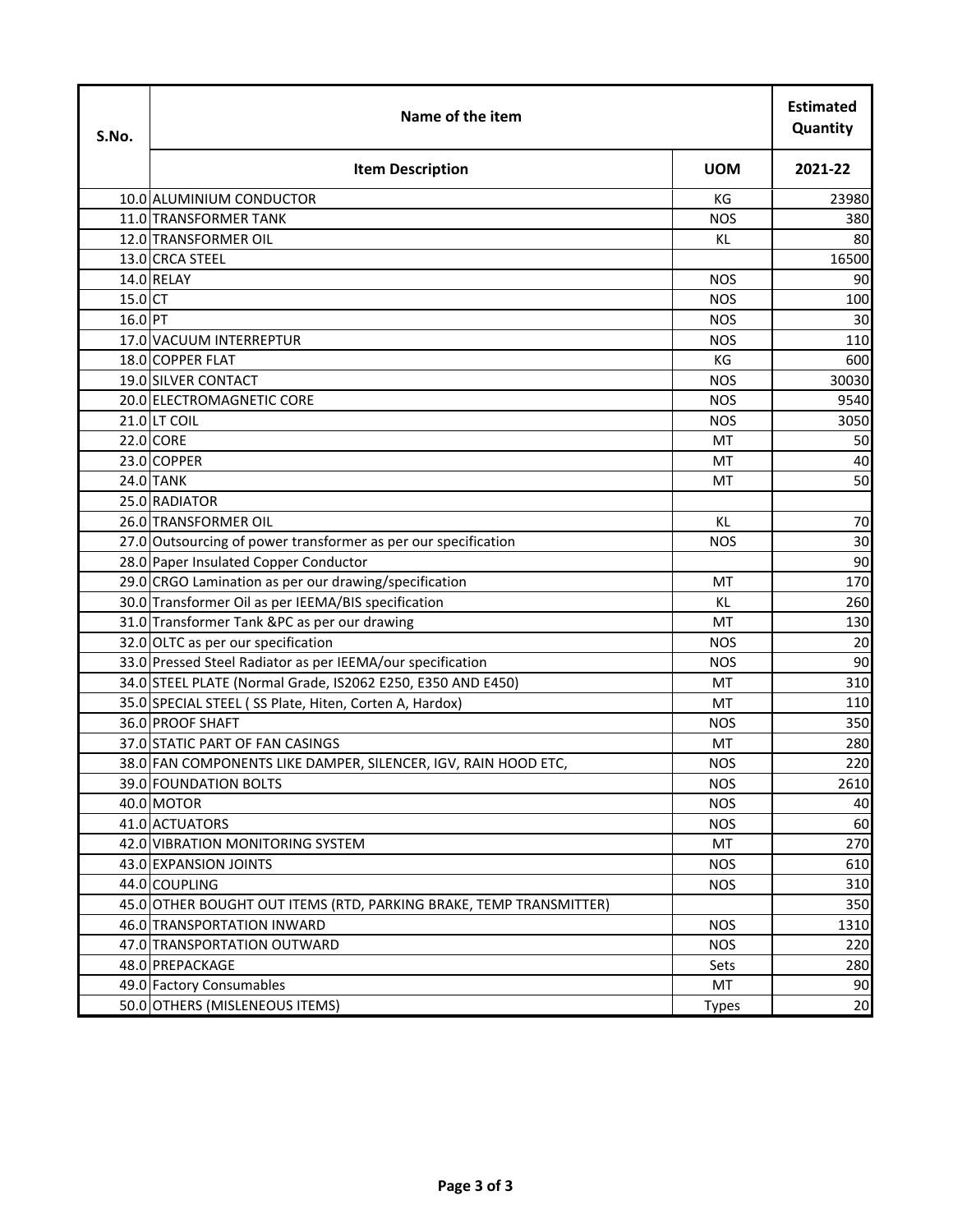| S.No. | Name of the item | | Estimated Quantity |
|---|---|---|---|
| | Item Description | UOM | 2021-22 |
| 10.0 | ALUMINIUM CONDUCTOR | KG | 23980 |
| 11.0 | TRANSFORMER TANK | NOS | 380 |
| 12.0 | TRANSFORMER OIL | KL | 80 |
| 13.0 | CRCA STEEL | | 16500 |
| 14.0 | RELAY | NOS | 90 |
| 15.0 | CT | NOS | 100 |
| 16.0 | PT | NOS | 30 |
| 17.0 | VACUUM INTERREPTUR | NOS | 110 |
| 18.0 | COPPER FLAT | KG | 600 |
| 19.0 | SILVER CONTACT | NOS | 30030 |
| 20.0 | ELECTROMAGNETIC CORE | NOS | 9540 |
| 21.0 | LT COIL | NOS | 3050 |
| 22.0 | CORE | MT | 50 |
| 23.0 | COPPER | MT | 40 |
| 24.0 | TANK | MT | 50 |
| 25.0 | RADIATOR | | |
| 26.0 | TRANSFORMER OIL | KL | 70 |
| 27.0 | Outsourcing of power transformer as per our specification | NOS | 30 |
| 28.0 | Paper Insulated Copper Conductor | | 90 |
| 29.0 | CRGO Lamination as per our drawing/specification | MT | 170 |
| 30.0 | Transformer Oil as per IEEMA/BIS specification | KL | 260 |
| 31.0 | Transformer Tank &PC as per our drawing | MT | 130 |
| 32.0 | OLTC as per our specification | NOS | 20 |
| 33.0 | Pressed Steel Radiator as per IEEMA/our specification | NOS | 90 |
| 34.0 | STEEL PLATE (Normal Grade, IS2062 E250, E350 AND E450) | MT | 310 |
| 35.0 | SPECIAL STEEL ( SS Plate, Hiten, Corten A, Hardox) | MT | 110 |
| 36.0 | PROOF SHAFT | NOS | 350 |
| 37.0 | STATIC PART OF FAN CASINGS | MT | 280 |
| 38.0 | FAN COMPONENTS LIKE DAMPER, SILENCER, IGV, RAIN HOOD ETC, | NOS | 220 |
| 39.0 | FOUNDATION BOLTS | NOS | 2610 |
| 40.0 | MOTOR | NOS | 40 |
| 41.0 | ACTUATORS | NOS | 60 |
| 42.0 | VIBRATION MONITORING SYSTEM | MT | 270 |
| 43.0 | EXPANSION JOINTS | NOS | 610 |
| 44.0 | COUPLING | NOS | 310 |
| 45.0 | OTHER BOUGHT OUT ITEMS (RTD, PARKING BRAKE, TEMP TRANSMITTER) | | 350 |
| 46.0 | TRANSPORTATION INWARD | NOS | 1310 |
| 47.0 | TRANSPORTATION OUTWARD | NOS | 220 |
| 48.0 | PREPACKAGE | Sets | 280 |
| 49.0 | Factory Consumables | MT | 90 |
| 50.0 | OTHERS (MISLENEOUS ITEMS) | Types | 20 |